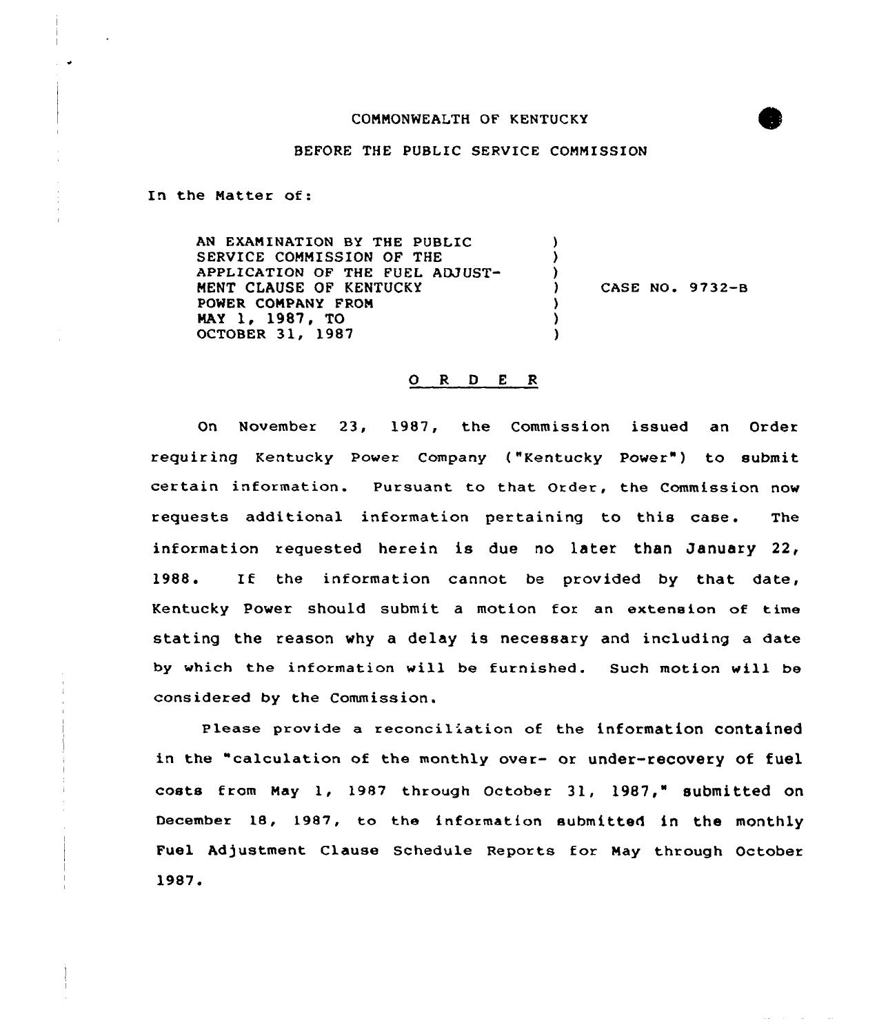COMMONWEALTH OF KENTUCKY

BEFORE THE PUBLIC SERVICE COMMISSION

In the Matter of:

| | | |
|---|---|---|
| AN EXAMINATION BY THE PUBLIC SERVICE COMMISSION OF THE APPLICATION OF THE FUEL ADJUSTMENT CLAUSE OF KENTUCKY POWER COMPANY FROM MAY 1, 1987, TO OCTOBER 31, 1987 | ) | CASE NO. 9732-B |

## O R D E R

On November 23, 1987, the Commission issued an Order requiring Kentucky Power Company ("Kentucky Power") to submit certain information. Pursuant to that Order, the Commission now requests additional information pertaining to this case. The information requested herein is due no later than January 22, 1988. If the information cannot be provided by that date, Kentucky Power should submit a motion for an extension of time stating the reason why a delay is necessary and including a date by which the information will be furnished. Such motion will be considered by the Commission.

Please provide a reconciliation of the information contained in the "calculation of the monthly over- or under-recovery of fuel costs from May 1, 1987 through October 31, 1987," submitted on December 18, 1987, to the information submitted in the monthly Fuel Adjustment Clause Schedule Reports for May through October 1987.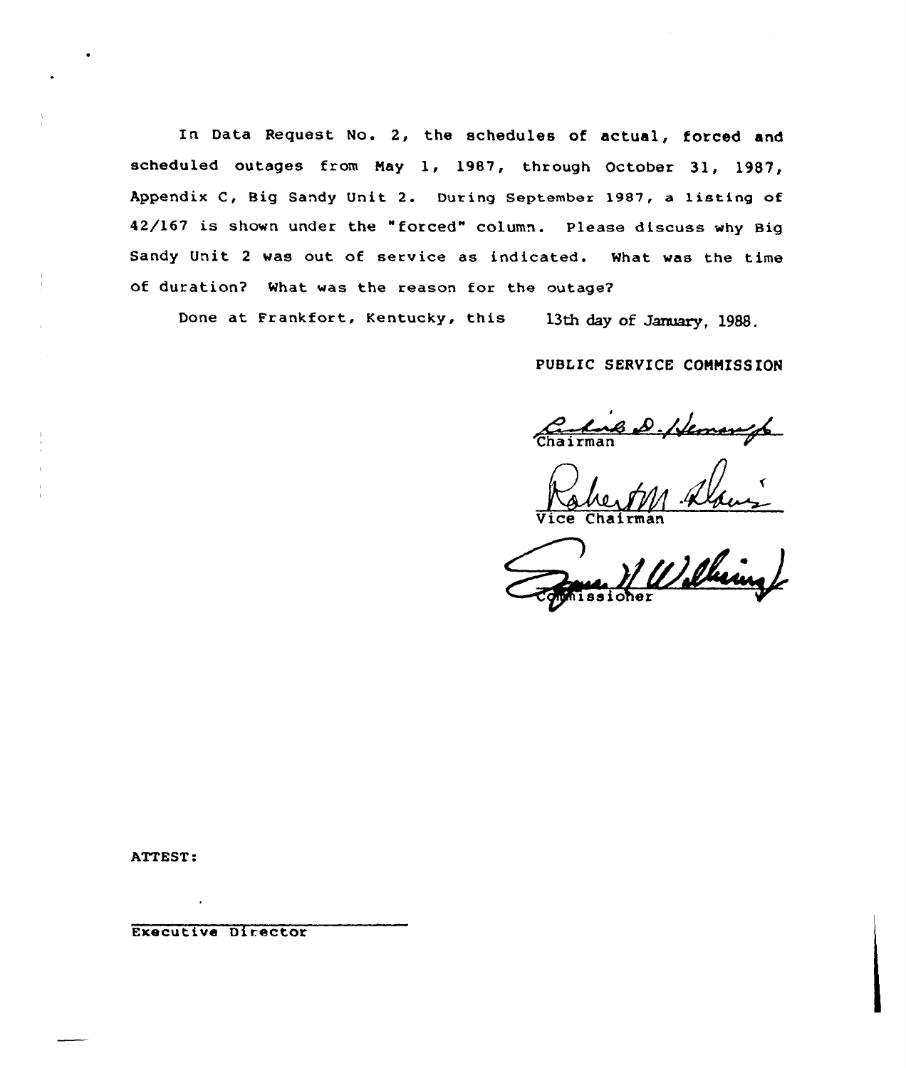In Data Request No. 2, the schedules of actual, forced and scheduled outages from May 1, 1987, through October 31, 1987, Appendix C, Big Sandy Unit 2. During September 1987, a listing of 42/167 is shown under the "forced" column. Please discuss why Big Sandy Unit 2 was out of service as indicated. What was the time of duration? What was the reason for the outage?

Done at Frankfort, Kentucky, this 13th day of January, 1988.

PUBLIC SERVICE COMMISSION

Chairman

Vice Chairman

Commissioner

ATTEST:

Executive Director